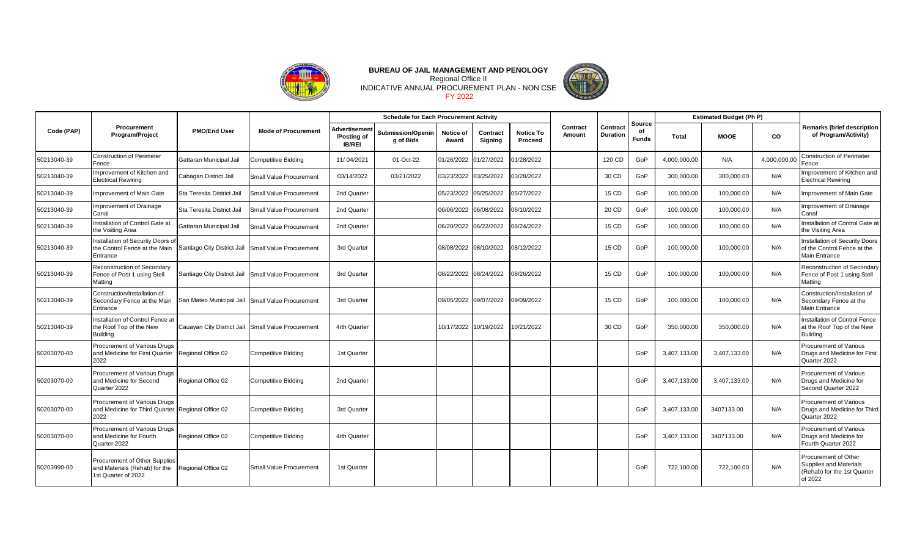**BUREAU OF JAIL MANAGEMENT AND PENOLOGY**
Regional Office II
INDICATIVE ANNUAL PROCUREMENT PLAN - NON CSE
FY 2022

| Code (PAP) | Procurement Program/Project | PMO/End User | Mode of Procurement | Schedule for Each Procurement Activity | | | | | Contract Amount | Contract Duration | Source of Funds | Estimated Budget (Ph P) | | | Remarks (brief description of Program/Activity) |
|---|---|---|---|---|---|---|---|---|---|---|---|---|---|---|---|
| | | | | Advertisement /Posting of IB/REI | Submission/Opening of Bids | Notice of Award | Contract Signing | Notice To Proceed | | | | Total | MOOE | CO | |
| 50213040-39 | Construction of Perimeter Fence | Gattaran Municipal Jail | Competitive Bidding | 11/ 04/2021 | 01-Oct-22 | 01/26/2022 | 01/27/2022 | 01/28/2022 | | 120 CD | GoP | 4,000,000.00 | N/A | 4,000,000.00 | Construction of Perimeter Fence |
| 50213040-39 | Improvement of Kitchen and Electrical Rewiring | Cabagan District Jail | Small Value Procurement | 03/14/2022 | 03/21/2022 | 03/23/2022 | 03/25/2022 | 03/28/2022 | | 30 CD | GoP | 300,000.00 | 300,000.00 | N/A | Improvement of Kitchen and Electrical Rewiring |
| 50213040-39 | Improvement of Main Gate | Sta Teresita District Jail | Small Value Procurement | 2nd Quarter | | 05/23/2022 | 05/25/2022 | 05/27/2022 | | 15 CD | GoP | 100,000.00 | 100,000.00 | N/A | Improvement of Main Gate |
| 50213040-39 | Improvement of Drainage Canal | Sta Teresita District Jail | Small Value Procurement | 2nd Quarter | | 06/06/2022 | 06/08/2022 | 06/10/2022 | | 20 CD | GoP | 100,000.00 | 100,000.00 | N/A | Improvement of Drainage Canal |
| 50213040-39 | Installation of Control Gate at the Visiting Area | Gattaran Municipal Jail | Small Value Procurement | 2nd Quarter | | 06/20/2022 | 06/22/2022 | 06/24/2022 | | 15 CD | GoP | 100,000.00 | 100,000.00 | N/A | Installation of Control Gate at the Visiting Area |
| 50213040-39 | Installation of Security Doors of the Control Fence at the Main Entrance | Santiago City District Jail | Small Value Procurement | 3rd Quarter | | 08/08/2022 | 08/10/2022 | 08/12/2022 | | 15 CD | GoP | 100,000.00 | 100,000.00 | N/A | Installation of Security Doors of the Control Fence at the Main Entrance |
| 50213040-39 | Reconstruction of Secondary Fence of Post 1 using Stell Matting | Santiago City District Jail | Small Value Procurement | 3rd Quarter | | 08/22/2022 | 08/24/2022 | 08/26/2022 | | 15 CD | GoP | 100,000.00 | 100,000.00 | N/A | Reconstruction of Secondary Fence of Post 1 using Stell Matting |
| 50213040-39 | Construction/Installation of Secondary Fence at the Main Entrance | San Mateo Municipal Jail | Small Value Procurement | 3rd Quarter | | 09/05/2022 | 09/07/2022 | 09/09/2022 | | 15 CD | GoP | 100,000.00 | 100,000.00 | N/A | Construction/Installation of Secondary Fence at the Main Entrance |
| 50213040-39 | Installation of Control Fence at the Roof Top of the New Building | Cauayan City District Jail | Small Value Procurement | 4rth Quarter | | 10/17/2022 | 10/19/2022 | 10/21/2022 | | 30 CD | GoP | 350,000.00 | 350,000.00 | N/A | Installation of Control Fence at the Roof Top of the New Building |
| 50203070-00 | Procurement of Various Drugs and Medicine for First Quarter 2022 | Regional Office 02 | Competitive Bidding | 1st Quarter | | | | | | | GoP | 3,407,133.00 | 3,407,133.00 | N/A | Procurement of Various Drugs and Medicine for First Quarter 2022 |
| 50203070-00 | Procurement of Various Drugs and Medicine for Second Quarter 2022 | Regional Office 02 | Competitive Bidding | 2nd Quarter | | | | | | | GoP | 3,407,133.00 | 3,407,133.00 | N/A | Procurement of Various Drugs and Medicine for Second Quarter 2022 |
| 50203070-00 | Procurement of Various Drugs and Medicine for Third Quarter 2022 | Regional Office 02 | Competitive Bidding | 3rd Quarter | | | | | | | GoP | 3,407,133.00 | 3407133.00 | N/A | Procurement of Various Drugs and Medicine for Third Quarter 2022 |
| 50203070-00 | Procurement of Various Drugs and Medicine for Fourth Quarter 2022 | Regional Office 02 | Competitive Bidding | 4rth Quarter | | | | | | | GoP | 3,407,133.00 | 3407133.00 | N/A | Procurement of Various Drugs and Medicine for Fourth Quarter 2022 |
| 50203990-00 | Procurement of Other Supplies and Materials (Rehab) for the 1st Quarter of 2022 | Regional Office 02 | Small Value Procurement | 1st Quarter | | | | | | | GoP | 722,100.00 | 722,100.00 | N/A | Procurement of Other Supplies and Materials (Rehab) for the 1st Quarter of 2022 |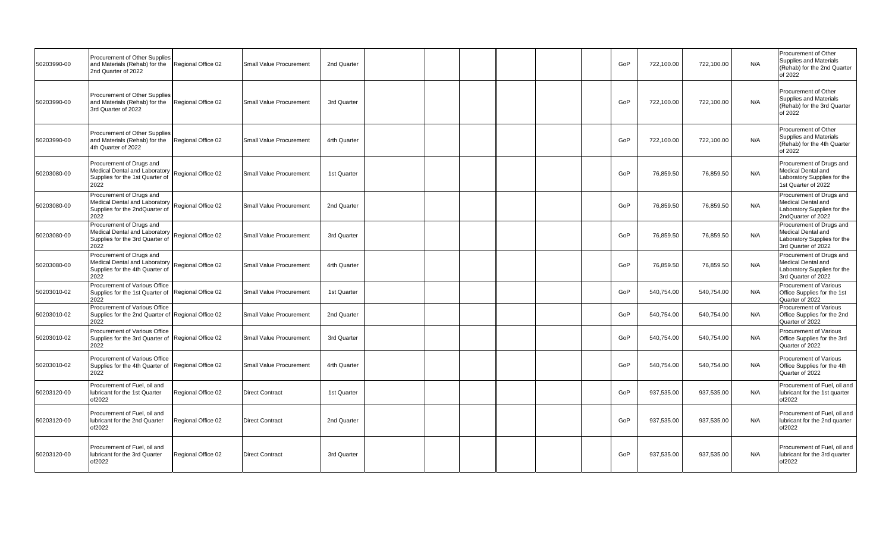| | | | | | | | | | | | | | | | |
|---|---|---|---|---|---|---|---|---|---|---|---|---|---|---|---|
| 50203990-00 | Procurement of Other Supplies and Materials (Rehab) for the 2nd Quarter of 2022 | Regional Office 02 | Small Value Procurement | 2nd Quarter | | | | | | | GoP | 722,100.00 | 722,100.00 | N/A | Procurement of Other Supplies and Materials (Rehab) for the 2nd Quarter of 2022 |
| 50203990-00 | Procurement of Other Supplies and Materials (Rehab) for the 3rd Quarter of 2022 | Regional Office 02 | Small Value Procurement | 3rd Quarter | | | | | | | GoP | 722,100.00 | 722,100.00 | N/A | Procurement of Other Supplies and Materials (Rehab) for the 3rd Quarter of 2022 |
| 50203990-00 | Procurement of Other Supplies and Materials (Rehab) for the 4th Quarter of 2022 | Regional Office 02 | Small Value Procurement | 4rth Quarter | | | | | | | GoP | 722,100.00 | 722,100.00 | N/A | Procurement of Other Supplies and Materials (Rehab) for the 4th Quarter of 2022 |
| 50203080-00 | Procurement of Drugs and Medical Dental and Laboratory Supplies for the 1st Quarter of 2022 | Regional Office 02 | Small Value Procurement | 1st Quarter | | | | | | | GoP | 76,859.50 | 76,859.50 | N/A | Procurement of Drugs and Medical Dental and Laboratory Supplies for the 1st Quarter of 2022 |
| 50203080-00 | Procurement of Drugs and Medical Dental and Laboratory Supplies for the 2ndQuarter of 2022 | Regional Office 02 | Small Value Procurement | 2nd Quarter | | | | | | | GoP | 76,859.50 | 76,859.50 | N/A | Procurement of Drugs and Medical Dental and Laboratory Supplies for the 2ndQuarter of 2022 |
| 50203080-00 | Procurement of Drugs and Medical Dental and Laboratory Supplies for the 3rd Quarter of 2022 | Regional Office 02 | Small Value Procurement | 3rd Quarter | | | | | | | GoP | 76,859.50 | 76,859.50 | N/A | Procurement of Drugs and Medical Dental and Laboratory Supplies for the 3rd Quarter of 2022 |
| 50203080-00 | Procurement of Drugs and Medical Dental and Laboratory Supplies for the 4th Quarter of 2022 | Regional Office 02 | Small Value Procurement | 4rth Quarter | | | | | | | GoP | 76,859.50 | 76,859.50 | N/A | Procurement of Drugs and Medical Dental and Laboratory Supplies for the 3rd Quarter of 2022 |
| 50203010-02 | Procurement of Various Office Supplies for the 1st Quarter of 2022 | Regional Office 02 | Small Value Procurement | 1st Quarter | | | | | | | GoP | 540,754.00 | 540,754.00 | N/A | Procurement of Various Office Supplies for the 1st Quarter of 2022 |
| 50203010-02 | Procurement of Various Office Supplies for the 2nd Quarter of 2022 | Regional Office 02 | Small Value Procurement | 2nd Quarter | | | | | | | GoP | 540,754.00 | 540,754.00 | N/A | Procurement of Various Office Supplies for the 2nd Quarter of 2022 |
| 50203010-02 | Procurement of Various Office Supplies for the 3rd Quarter of 2022 | Regional Office 02 | Small Value Procurement | 3rd Quarter | | | | | | | GoP | 540,754.00 | 540,754.00 | N/A | Procurement of Various Office Supplies for the 3rd Quarter of 2022 |
| 50203010-02 | Procurement of Various Office Supplies for the 4th Quarter of 2022 | Regional Office 02 | Small Value Procurement | 4rth Quarter | | | | | | | GoP | 540,754.00 | 540,754.00 | N/A | Procurement of Various Office Supplies for the 4th Quarter of 2022 |
| 50203120-00 | Procurement of Fuel, oil and lubricant for the 1st Quarter of2022 | Regional Office 02 | Direct Contract | 1st Quarter | | | | | | | GoP | 937,535.00 | 937,535.00 | N/A | Procurement of Fuel, oil and lubricant for the 1st quarter of2022 |
| 50203120-00 | Procurement of Fuel, oil and lubricant for the 2nd Quarter of2022 | Regional Office 02 | Direct Contract | 2nd Quarter | | | | | | | GoP | 937,535.00 | 937,535.00 | N/A | Procurement of Fuel, oil and lubricant for the 2nd quarter of2022 |
| 50203120-00 | Procurement of Fuel, oil and lubricant for the 3rd Quarter of2022 | Regional Office 02 | Direct Contract | 3rd Quarter | | | | | | | GoP | 937,535.00 | 937,535.00 | N/A | Procurement of Fuel, oil and lubricant for the 3rd quarter of2022 |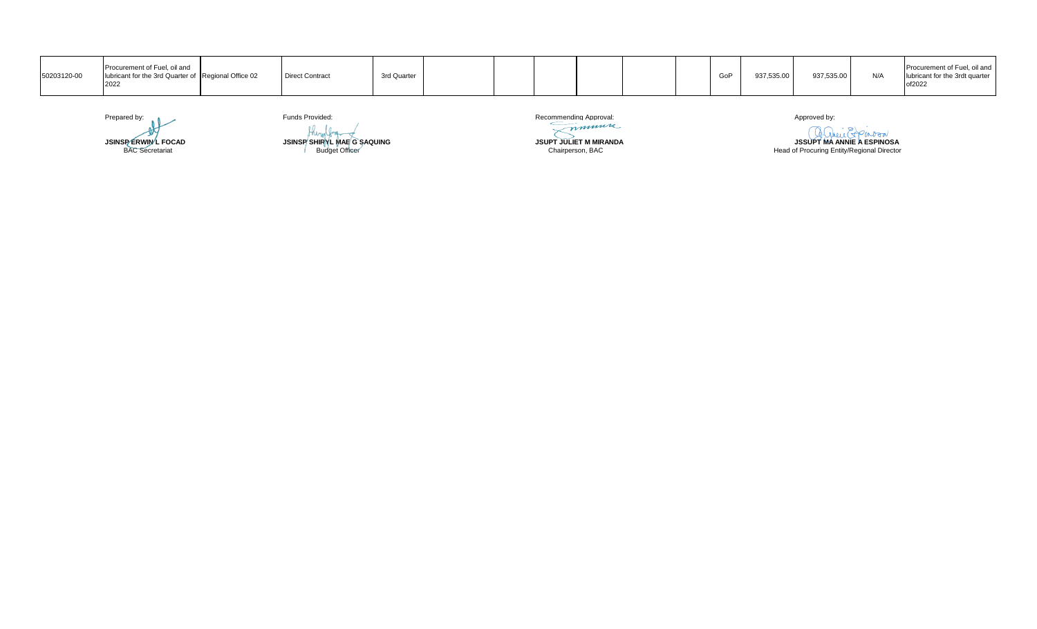| | | | | | | | | | | | | | | | |
|---|---|---|---|---|---|---|---|---|---|---|---|---|---|---|---|
| 50203120-00 | Procurement of Fuel, oil and lubricant for the 3rd Quarter of 2022 | Regional Office 02 | Direct Contract | 3rd Quarter | | | | | | | GoP | 937,535.00 | 937,535.00 | N/A | Procurement of Fuel, oil and lubricant for the 3rdt quarter of2022 |

Prepared by:

**JSINSP ERWIN L FOCAD**
BAC Secretariat

Funds Provided:

**JSINSP SHIRYL MAE G SAQUING**
Budget Officer

Recommending Approval:

**JSUPT JULIET M MIRANDA**
Chairperson, BAC

Approved by:

**JSSUPT MA ANNIE A ESPINOSA**
Head of Procuring Entity/Regional Director